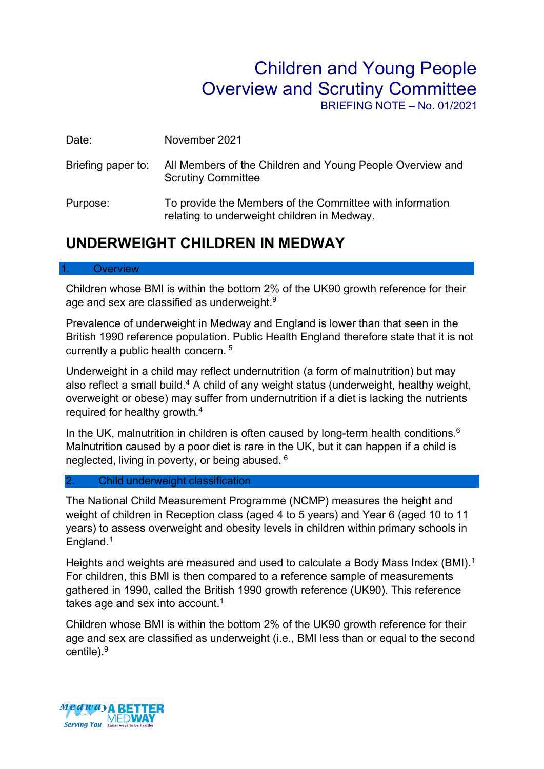# Children and Young People Overview and Scrutiny Committee

BRIEFING NOTE – No. 01/2021

Date: November 2021

Briefing paper to: All Members of the Children and Young People Overview and Scrutiny Committee

Purpose: To provide the Members of the Committee with information relating to underweight children in Medway.

## UNDERWEIGHT CHILDREN IN MEDWAY

### 1. Overview

Children whose BMI is within the bottom 2% of the UK90 growth reference for their age and sex are classified as underweight.[9]

Prevalence of underweight in Medway and England is lower than that seen in the British 1990 reference population. Public Health England therefore state that it is not currently a public health concern. [5]

Underweight in a child may reflect undernutrition (a form of malnutrition) but may also reflect a small build.[4] A child of any weight status (underweight, healthy weight, overweight or obese) may suffer from undernutrition if a diet is lacking the nutrients required for healthy growth.[4]

In the UK, malnutrition in children is often caused by long-term health conditions.[6] Malnutrition caused by a poor diet is rare in the UK, but it can happen if a child is neglected, living in poverty, or being abused. [6]

### 2. Child underweight classification

The National Child Measurement Programme (NCMP) measures the height and weight of children in Reception class (aged 4 to 5 years) and Year 6 (aged 10 to 11 years) to assess overweight and obesity levels in children within primary schools in England.[1]

Heights and weights are measured and used to calculate a Body Mass Index (BMI).[1] For children, this BMI is then compared to a reference sample of measurements gathered in 1990, called the British 1990 growth reference (UK90). This reference takes age and sex into account.[1]

Children whose BMI is within the bottom 2% of the UK90 growth reference for their age and sex are classified as underweight (i.e., BMI less than or equal to the second centile).[9]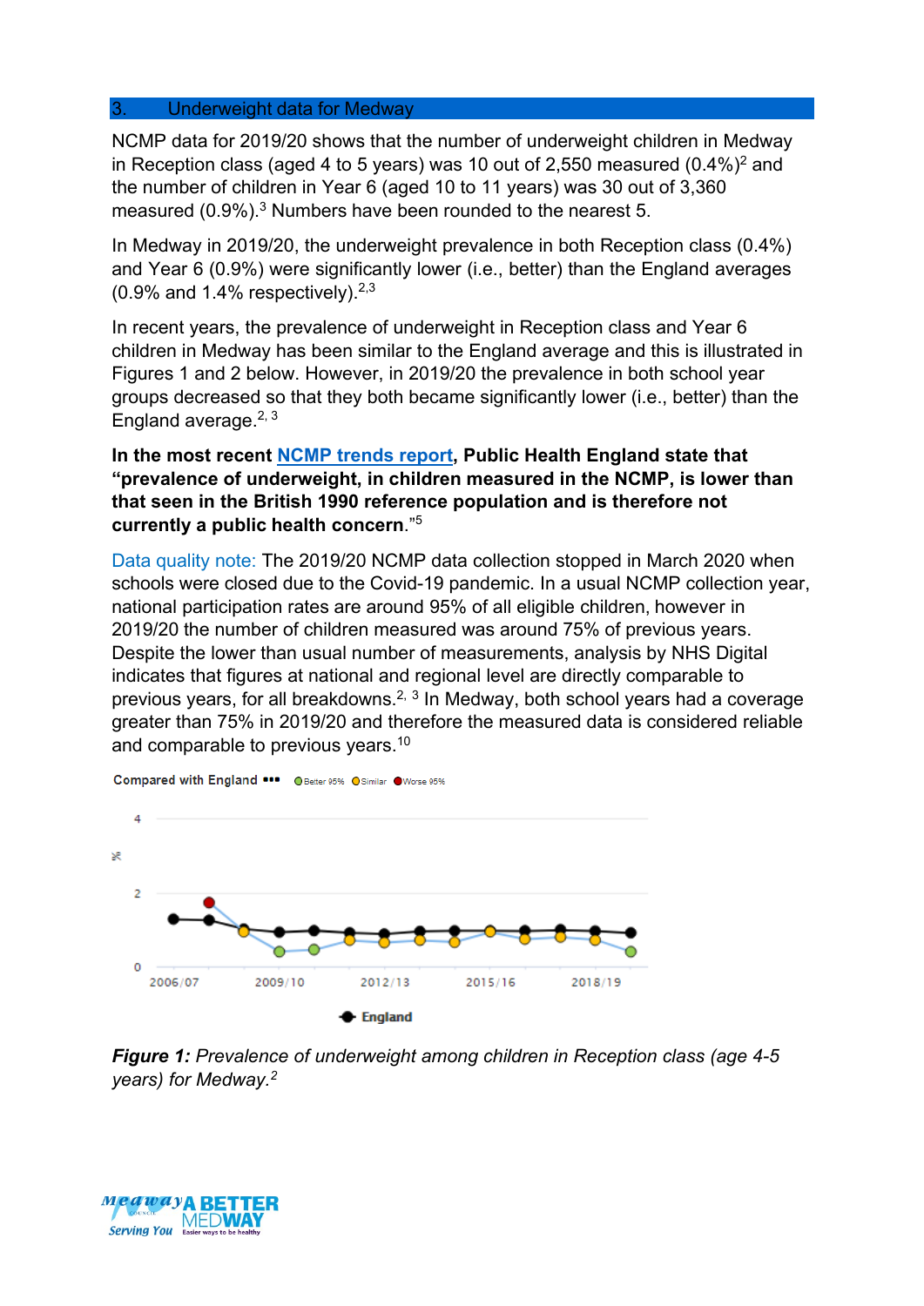## 3. Underweight data for Medway

NCMP data for 2019/20 shows that the number of underweight children in Medway in Reception class (aged 4 to 5 years) was 10 out of 2,550 measured (0.4%)[2] and the number of children in Year 6 (aged 10 to 11 years) was 30 out of 3,360 measured (0.9%).[3] Numbers have been rounded to the nearest 5.

In Medway in 2019/20, the underweight prevalence in both Reception class (0.4%) and Year 6 (0.9%) were significantly lower (i.e., better) than the England averages (0.9% and 1.4% respectively).[2,3]

In recent years, the prevalence of underweight in Reception class and Year 6 children in Medway has been similar to the England average and this is illustrated in Figures 1 and 2 below. However, in 2019/20 the prevalence in both school year groups decreased so that they both became significantly lower (i.e., better) than the England average.[2, 3]

**In the most recent [NCMP trends report](), Public Health England state that "prevalence of underweight, in children measured in the NCMP, is lower than that seen in the British 1990 reference population and is therefore not currently a public health concern."**[5]

Data quality note: The 2019/20 NCMP data collection stopped in March 2020 when schools were closed due to the Covid-19 pandemic. In a usual NCMP collection year, national participation rates are around 95% of all eligible children, however in 2019/20 the number of children measured was around 75% of previous years. Despite the lower than usual number of measurements, analysis by NHS Digital indicates that figures at national and regional level are directly comparable to previous years, for all breakdowns.[2, 3] In Medway, both school years had a coverage greater than 75% in 2019/20 and therefore the measured data is considered reliable and comparable to previous years.[10]

*__Figure 1:__ Prevalence of underweight among children in Reception class (age 4-5 years) for Medway.*[2]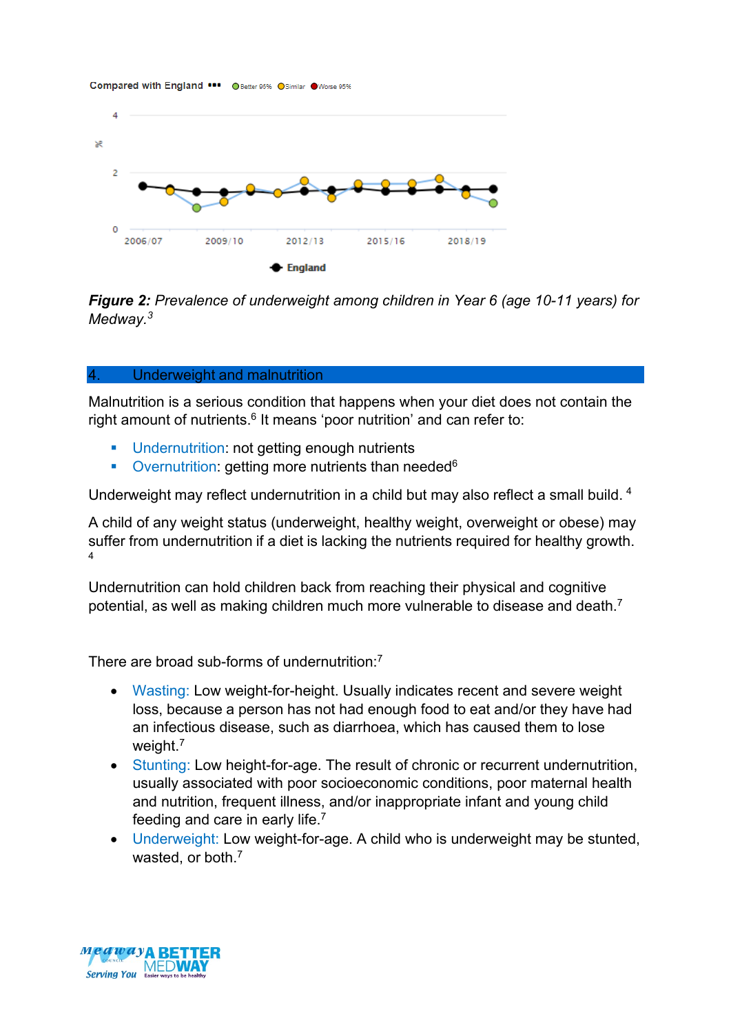**Figure 2:** *Prevalence of underweight among children in Year 6 (age 10-11 years) for Medway.*[3]

## 4. Underweight and malnutrition

Malnutrition is a serious condition that happens when your diet does not contain the right amount of nutrients.[6] It means 'poor nutrition' and can refer to:

- Undernutrition: not getting enough nutrients
- Overnutrition: getting more nutrients than needed[6]

Underweight may reflect undernutrition in a child but may also reflect a small build. [4]

A child of any weight status (underweight, healthy weight, overweight or obese) may suffer from undernutrition if a diet is lacking the nutrients required for healthy growth. [4]

Undernutrition can hold children back from reaching their physical and cognitive potential, as well as making children much more vulnerable to disease and death.[7]

There are broad sub-forms of undernutrition:[7]

- Wasting: Low weight-for-height. Usually indicates recent and severe weight loss, because a person has not had enough food to eat and/or they have had an infectious disease, such as diarrhoea, which has caused them to lose weight.[7]
- Stunting: Low height-for-age. The result of chronic or recurrent undernutrition, usually associated with poor socioeconomic conditions, poor maternal health and nutrition, frequent illness, and/or inappropriate infant and young child feeding and care in early life.[7]
- Underweight: Low weight-for-age. A child who is underweight may be stunted, wasted, or both.[7]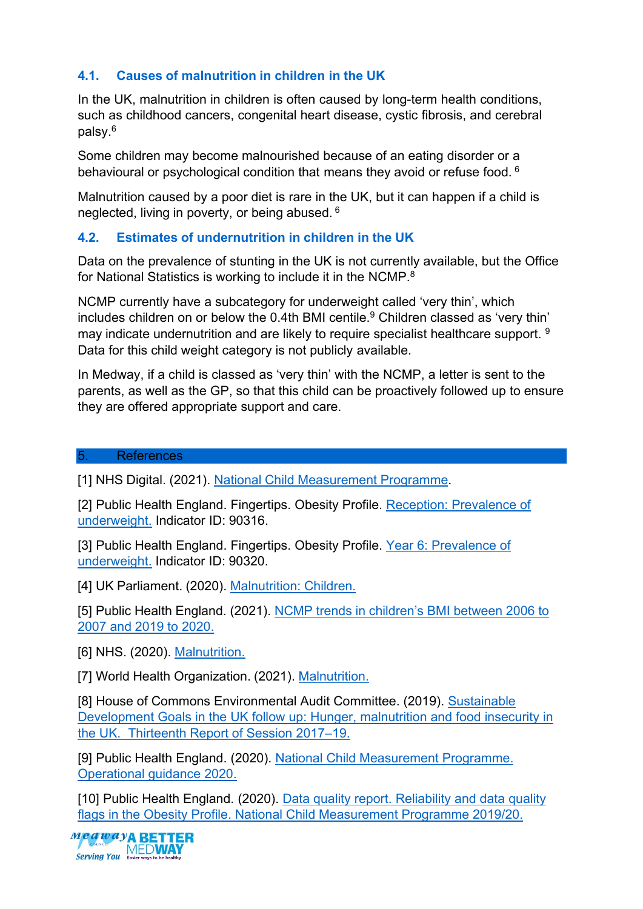### 4.1. Causes of malnutrition in children in the UK

In the UK, malnutrition in children is often caused by long-term health conditions, such as childhood cancers, congenital heart disease, cystic fibrosis, and cerebral palsy.[6]

Some children may become malnourished because of an eating disorder or a behavioural or psychological condition that means they avoid or refuse food. [6]

Malnutrition caused by a poor diet is rare in the UK, but it can happen if a child is neglected, living in poverty, or being abused. [6]

### 4.2. Estimates of undernutrition in children in the UK

Data on the prevalence of stunting in the UK is not currently available, but the Office for National Statistics is working to include it in the NCMP.[8]

NCMP currently have a subcategory for underweight called 'very thin', which includes children on or below the 0.4th BMI centile.[9] Children classed as 'very thin' may indicate undernutrition and are likely to require specialist healthcare support. [9] Data for this child weight category is not publicly available.

In Medway, if a child is classed as 'very thin' with the NCMP, a letter is sent to the parents, as well as the GP, so that this child can be proactively followed up to ensure they are offered appropriate support and care.

## 5. References

[1] NHS Digital. (2021). National Child Measurement Programme.

[2] Public Health England. Fingertips. Obesity Profile. Reception: Prevalence of underweight. Indicator ID: 90316.

[3] Public Health England. Fingertips. Obesity Profile. Year 6: Prevalence of underweight. Indicator ID: 90320.

[4] UK Parliament. (2020). Malnutrition: Children.

[5] Public Health England. (2021). NCMP trends in children's BMI between 2006 to 2007 and 2019 to 2020.

[6] NHS. (2020). Malnutrition.

[7] World Health Organization. (2021). Malnutrition.

[8] House of Commons Environmental Audit Committee. (2019). Sustainable Development Goals in the UK follow up: Hunger, malnutrition and food insecurity in the UK. Thirteenth Report of Session 2017–19.

[9] Public Health England. (2020). National Child Measurement Programme. Operational guidance 2020.

[10] Public Health England. (2020). Data quality report. Reliability and data quality flags in the Obesity Profile. National Child Measurement Programme 2019/20.